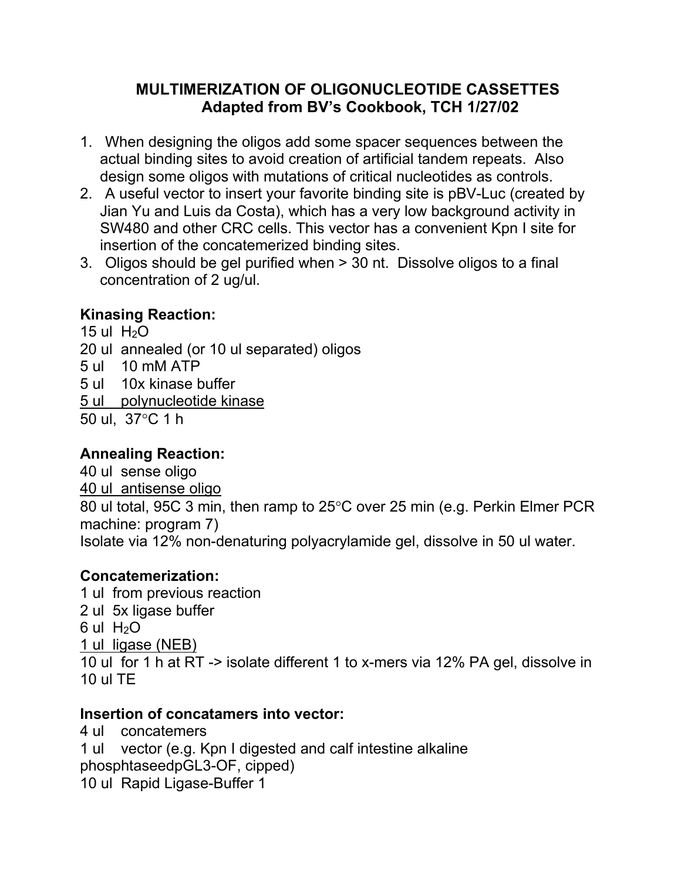# MULTIMERIZATION OF OLIGONUCLEOTIDE CASSETTES
## Adapted from BV's Cookbook, TCH 1/27/02

1. When designing the oligos add some spacer sequences between the actual binding sites to avoid creation of artificial tandem repeats. Also design some oligos with mutations of critical nucleotides as controls.
2. A useful vector to insert your favorite binding site is pBV-Luc (created by Jian Yu and Luis da Costa), which has a very low background activity in SW480 and other CRC cells. This vector has a convenient Kpn I site for insertion of the concatemerized binding sites.
3. Oligos should be gel purified when > 30 nt. Dissolve oligos to a final concentration of 2 ug/ul.

**Kinasing Reaction:**

15 ul $H_2O$
20 ul annealed (or 10 ul separated) oligos
5 ul 10 mM ATP
5 ul 10x kinase buffer
<u>5 ul polynucleotide kinase</u>
50 ul, 37°C 1 h

**Annealing Reaction:**

40 ul sense oligo
<u>40 ul antisense oligo</u>
80 ul total, 95C 3 min, then ramp to 25°C over 25 min (e.g. Perkin Elmer PCR machine: program 7)
Isolate via 12% non-denaturing polyacrylamide gel, dissolve in 50 ul water.

**Concatemerization:**

1 ul from previous reaction
2 ul 5x ligase buffer
6 ul $H_2O$
<u>1 ul ligase (NEB)</u>
10 ul for 1 h at RT -> isolate different 1 to x-mers via 12% PA gel, dissolve in 10 ul TE

**Insertion of concatamers into vector:**

4 ul concatemers
1 ul vector (e.g. Kpn I digested and calf intestine alkaline phosphtaseedpGL3-OF, cipped)
10 ul Rapid Ligase-Buffer 1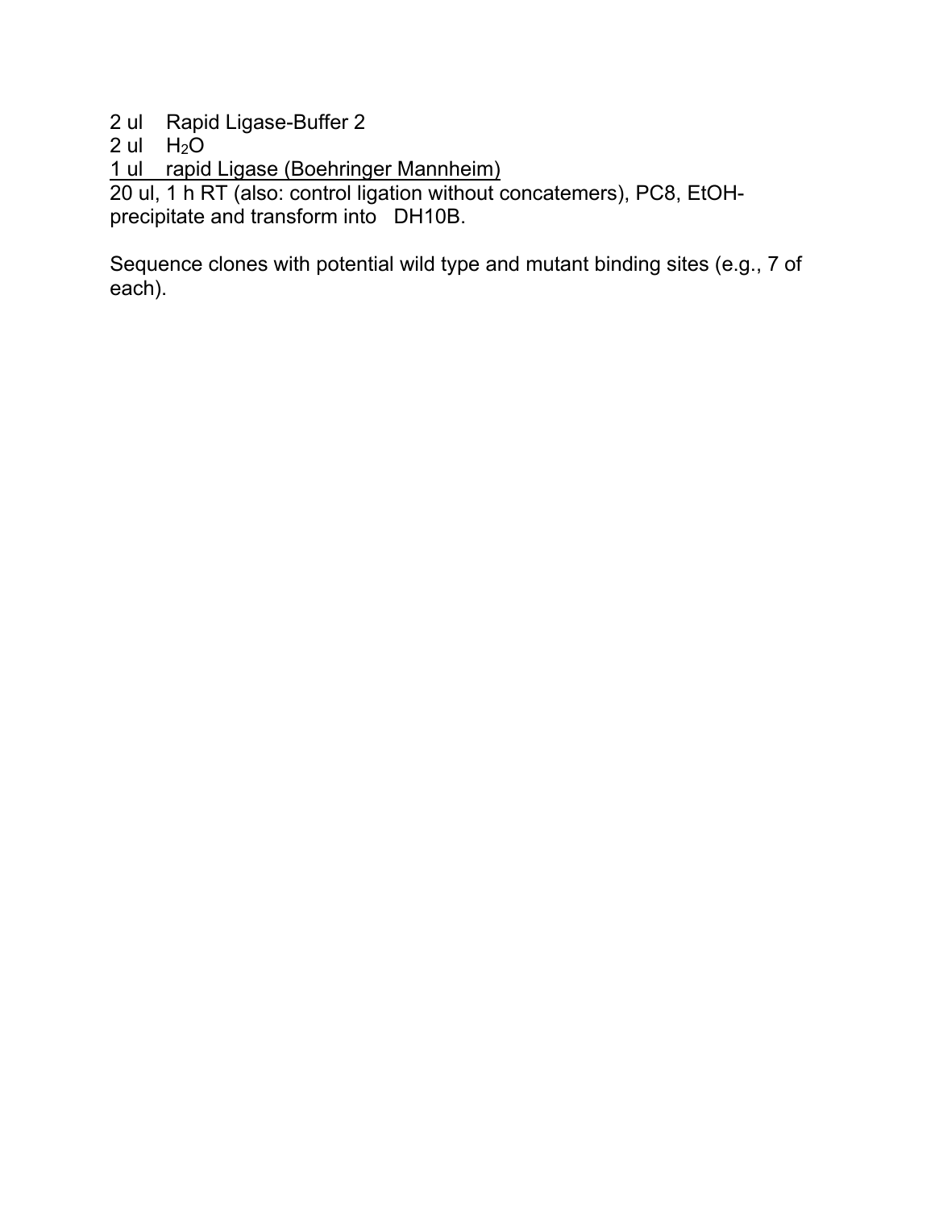2 ul Rapid Ligase-Buffer 2
2 ul $H_2O$
1 ul rapid Ligase (Boehringer Mannheim)

20 ul, 1 h RT (also: control ligation without concatemers), PC8, EtOH-precipitate and transform into DH10B.

Sequence clones with potential wild type and mutant binding sites (e.g., 7 of each).